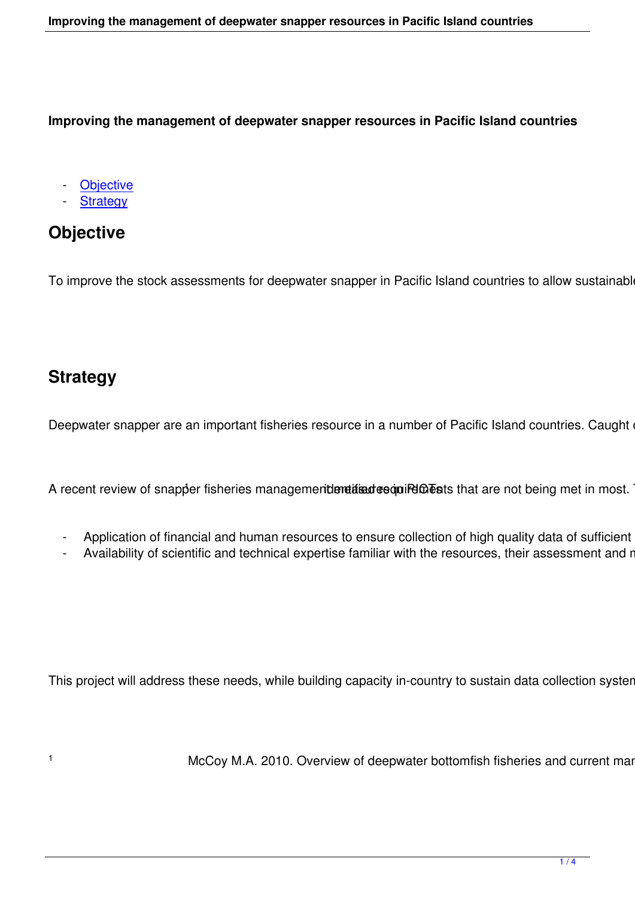# Improving the management of deepwater snapper resources in Pacific Island countries

- Objective
- Strategy

## Objective

To improve the stock assessments for deepwater snapper in Pacific Island countries to allow sustainabl

## Strategy

Deepwater snapper are an important fisheries resource in a number of Pacific Island countries. Caught c

A recent review of snapper fisheries management[1] identified requirements in PICTs that are not being met in most. T

- Application of financial and human resources to ensure collection of high quality data of sufficient
- Availability of scientific and technical expertise familiar with the resources, their assessment and m

This project will address these needs, while building capacity in-country to sustain data collection systen

[1] McCoy M.A. 2010. Overview of deepwater bottomfish fisheries and current mar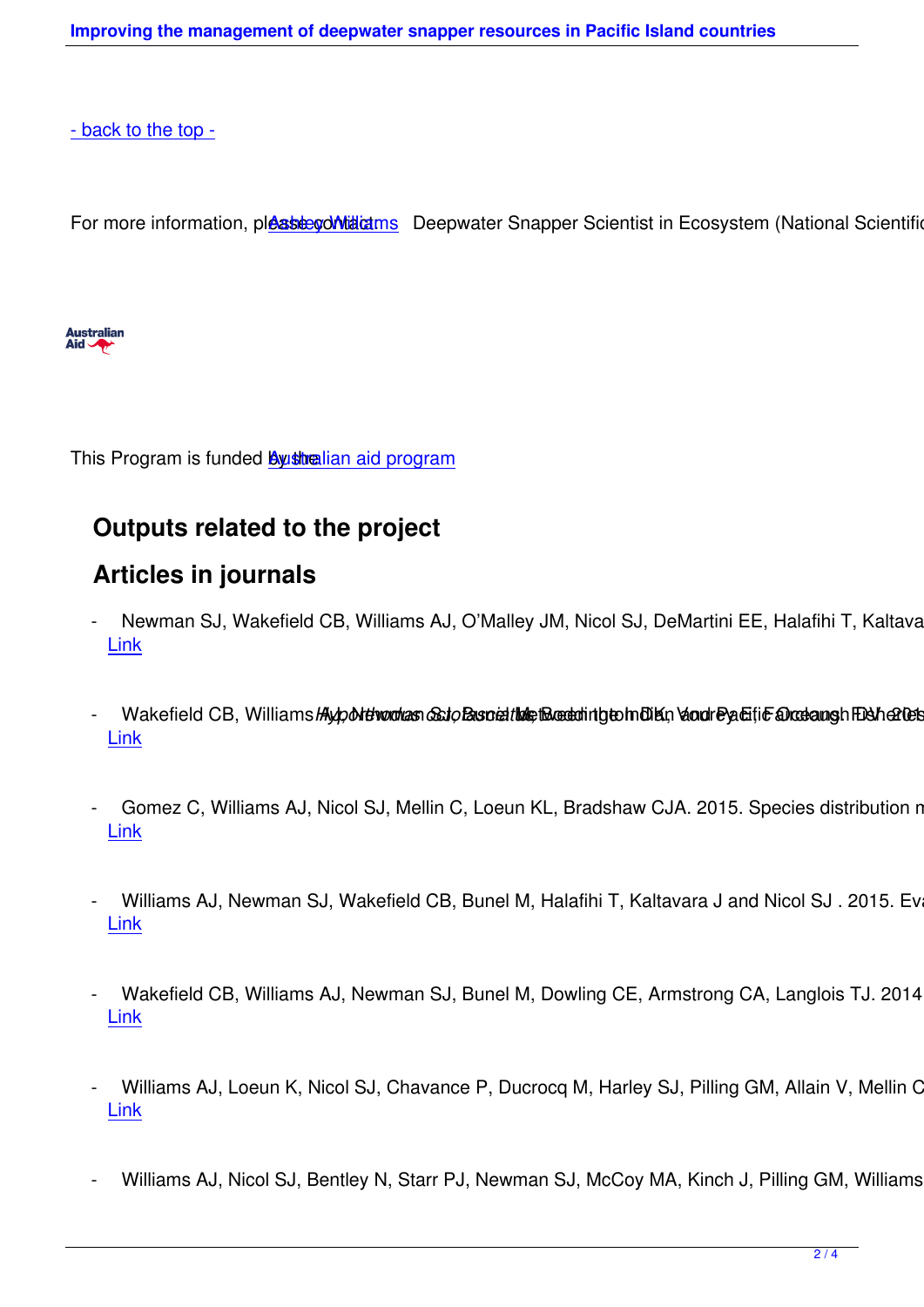- back to the top -

For more information, please contact: Ashley Williams   Deepwater Snapper Scientist in Ecosystem (National Scientific

This Program is funded by the Australian aid program

## Outputs related to the project

## Articles in journals

- Newman SJ, Wakefield CB, Williams AJ, O'Malley JM, Nicol SJ, DeMartini EE, Halafihi T, Kaltava
  Link

- Wakefield CB, Williams AJ, Newman SJ, Bunel M, Boddington DK, Vaughan EF, Fairclough DV. 201 *Hypothenus scioscius* ... Indo-Pacific Ocean ... Fisheries
  Link

- Gomez C, Williams AJ, Nicol SJ, Mellin C, Loeun KL, Bradshaw CJA. 2015. Species distribution m
  Link

- Williams AJ, Newman SJ, Wakefield CB, Bunel M, Halafihi T, Kaltavara J and Nicol SJ . 2015. Eva
  Link

- Wakefield CB, Williams AJ, Newman SJ, Bunel M, Dowling CE, Armstrong CA, Langlois TJ. 2014
  Link

- Williams AJ, Loeun K, Nicol SJ, Chavance P, Ducrocq M, Harley SJ, Pilling GM, Allain V, Mellin C
  Link

- Williams AJ, Nicol SJ, Bentley N, Starr PJ, Newman SJ, McCoy MA, Kinch J, Pilling GM, Williams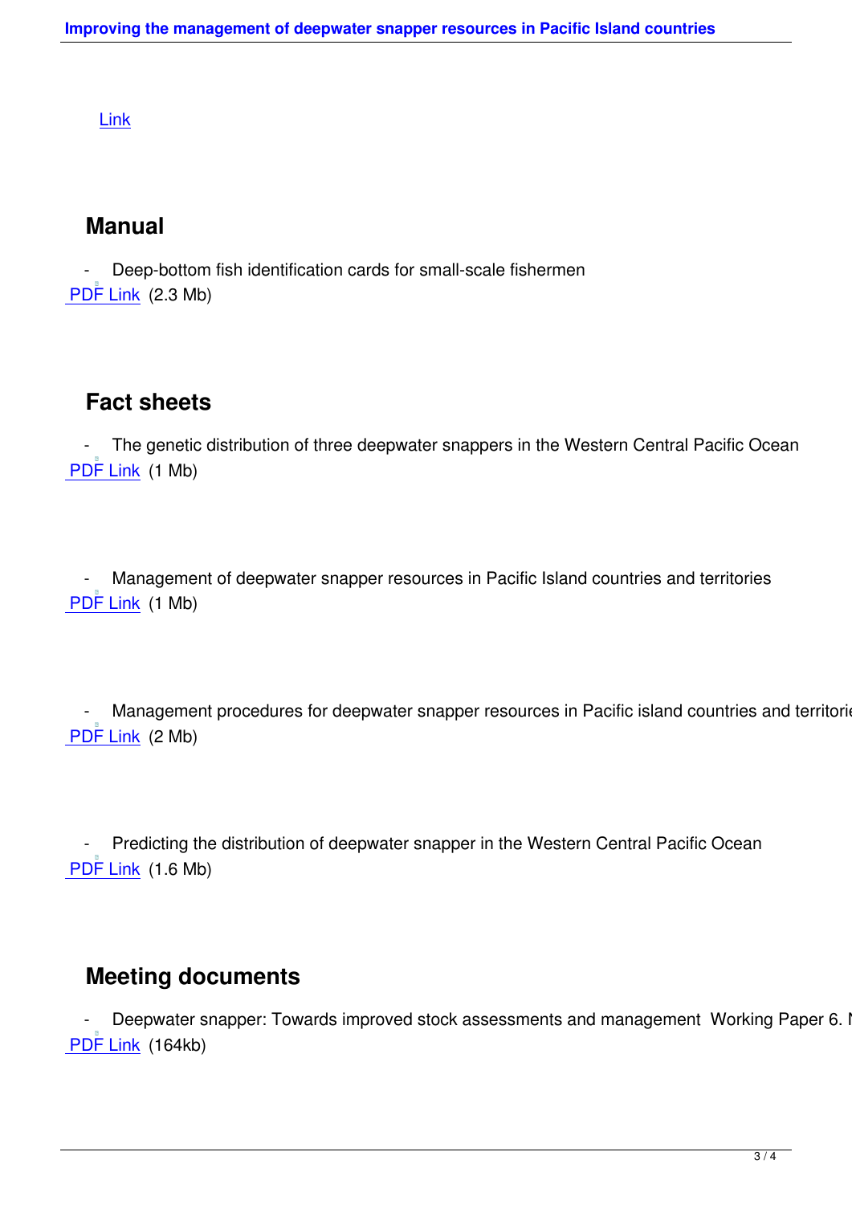Link

## Manual

- Deep-bottom fish identification cards for small-scale fishermen
 PDF Link (2.3 Mb)

## Fact sheets

- The genetic distribution of three deepwater snappers in the Western Central Pacific Ocean
 PDF Link (1 Mb)

- Management of deepwater snapper resources in Pacific Island countries and territories
 PDF Link (1 Mb)

- Management procedures for deepwater snapper resources in Pacific island countries and territorie
 PDF Link (2 Mb)

- Predicting the distribution of deepwater snapper in the Western Central Pacific Ocean
 PDF Link (1.6 Mb)

## Meeting documents

- Deepwater snapper: Towards improved stock assessments and management Working Paper 6. N
 PDF Link (164kb)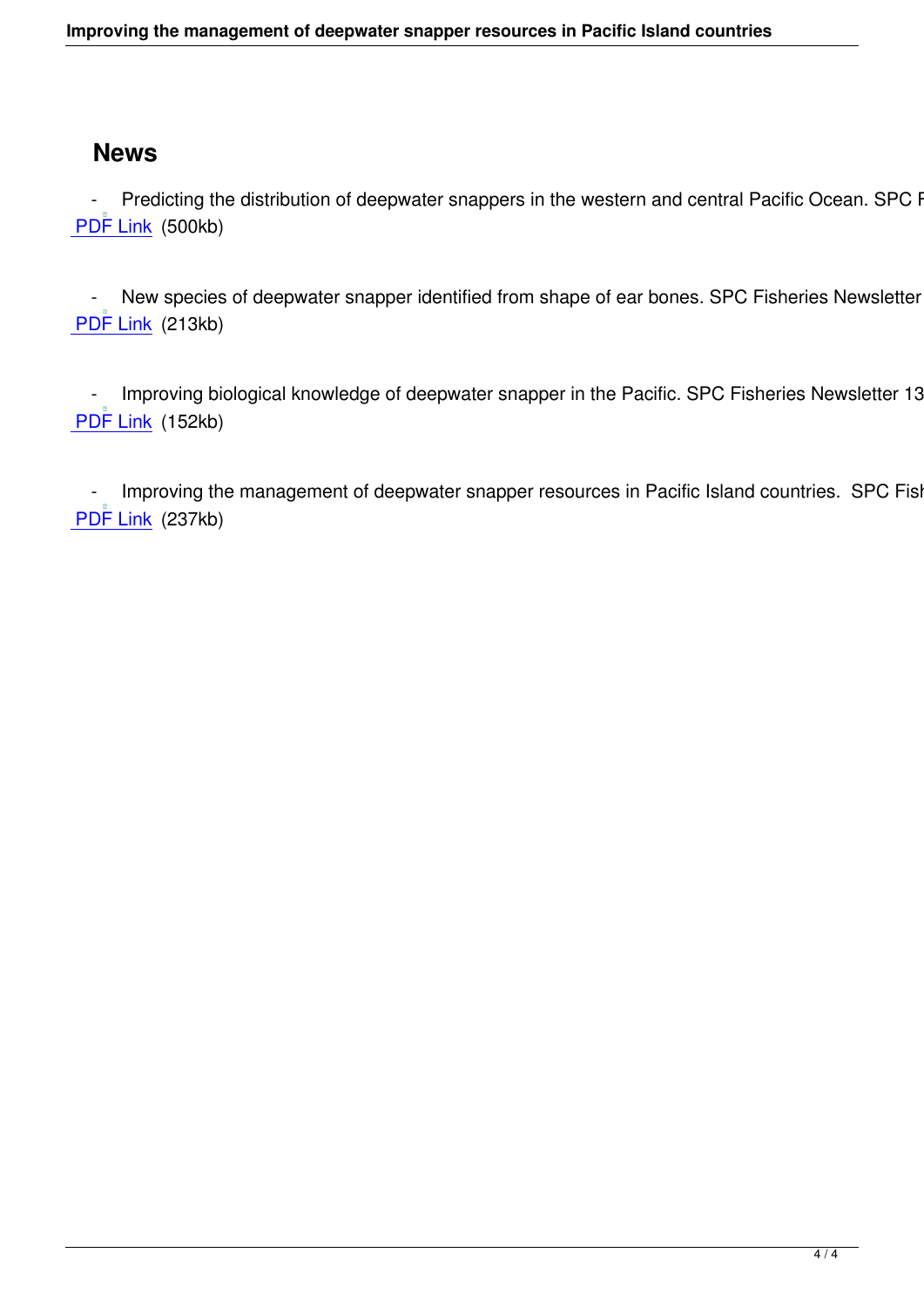## News

- Predicting the distribution of deepwater snappers in the western and central Pacific Ocean. SPC F
PDF Link (500kb)

- New species of deepwater snapper identified from shape of ear bones. SPC Fisheries Newsletter
PDF Link (213kb)

- Improving biological knowledge of deepwater snapper in the Pacific. SPC Fisheries Newsletter 13
PDF Link (152kb)

- Improving the management of deepwater snapper resources in Pacific Island countries. SPC Fish
PDF Link (237kb)